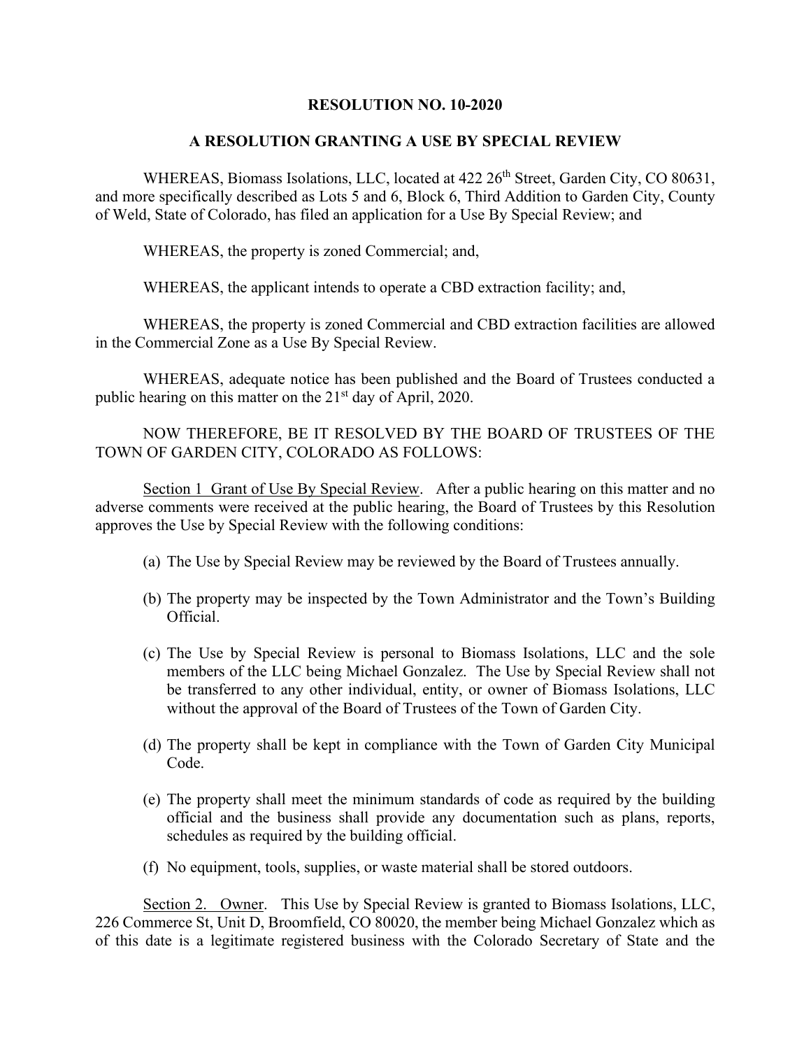# RESOLUTION NO. 10-2020

## A RESOLUTION GRANTING A USE BY SPECIAL REVIEW

WHEREAS, Biomass Isolations, LLC, located at 422 26th Street, Garden City, CO 80631, and more specifically described as Lots 5 and 6, Block 6, Third Addition to Garden City, County of Weld, State of Colorado, has filed an application for a Use By Special Review; and

WHEREAS, the property is zoned Commercial; and,

WHEREAS, the applicant intends to operate a CBD extraction facility; and,

WHEREAS, the property is zoned Commercial and CBD extraction facilities are allowed in the Commercial Zone as a Use By Special Review.

WHEREAS, adequate notice has been published and the Board of Trustees conducted a public hearing on this matter on the 21st day of April, 2020.

NOW THEREFORE, BE IT RESOLVED BY THE BOARD OF TRUSTEES OF THE TOWN OF GARDEN CITY, COLORADO AS FOLLOWS:

Section 1 Grant of Use By Special Review. After a public hearing on this matter and no adverse comments were received at the public hearing, the Board of Trustees by this Resolution approves the Use by Special Review with the following conditions:

(a) The Use by Special Review may be reviewed by the Board of Trustees annually.

(b) The property may be inspected by the Town Administrator and the Town's Building Official.

(c) The Use by Special Review is personal to Biomass Isolations, LLC and the sole members of the LLC being Michael Gonzalez. The Use by Special Review shall not be transferred to any other individual, entity, or owner of Biomass Isolations, LLC without the approval of the Board of Trustees of the Town of Garden City.

(d) The property shall be kept in compliance with the Town of Garden City Municipal Code.

(e) The property shall meet the minimum standards of code as required by the building official and the business shall provide any documentation such as plans, reports, schedules as required by the building official.

(f) No equipment, tools, supplies, or waste material shall be stored outdoors.

Section 2. Owner. This Use by Special Review is granted to Biomass Isolations, LLC, 226 Commerce St, Unit D, Broomfield, CO 80020, the member being Michael Gonzalez which as of this date is a legitimate registered business with the Colorado Secretary of State and the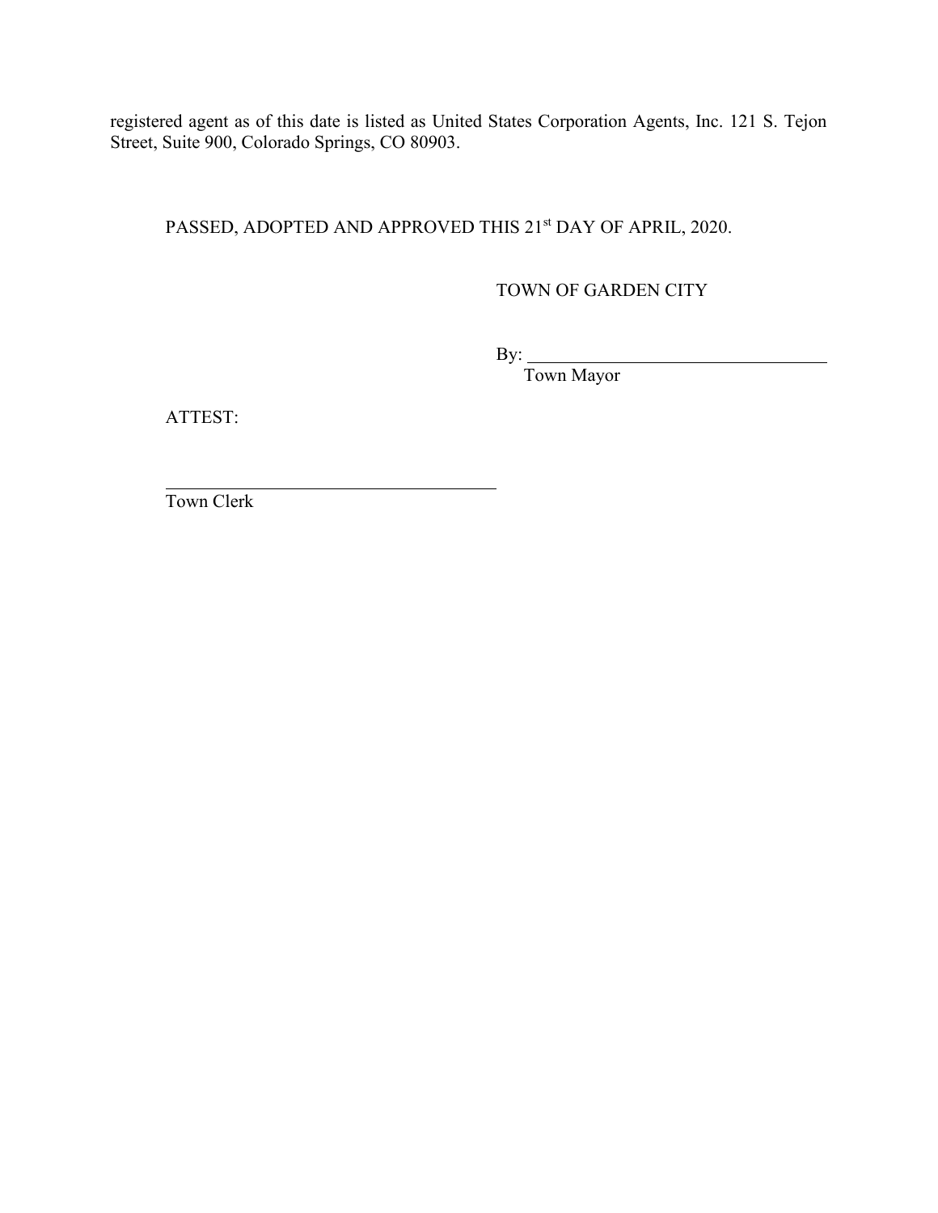registered agent as of this date is listed as United States Corporation Agents, Inc. 121 S. Tejon Street, Suite 900, Colorado Springs, CO 80903.

PASSED, ADOPTED AND APPROVED THIS 21st DAY OF APRIL, 2020.

TOWN OF GARDEN CITY

By: ___________________________________
Town Mayor

ATTEST:

_______________________________________
Town Clerk